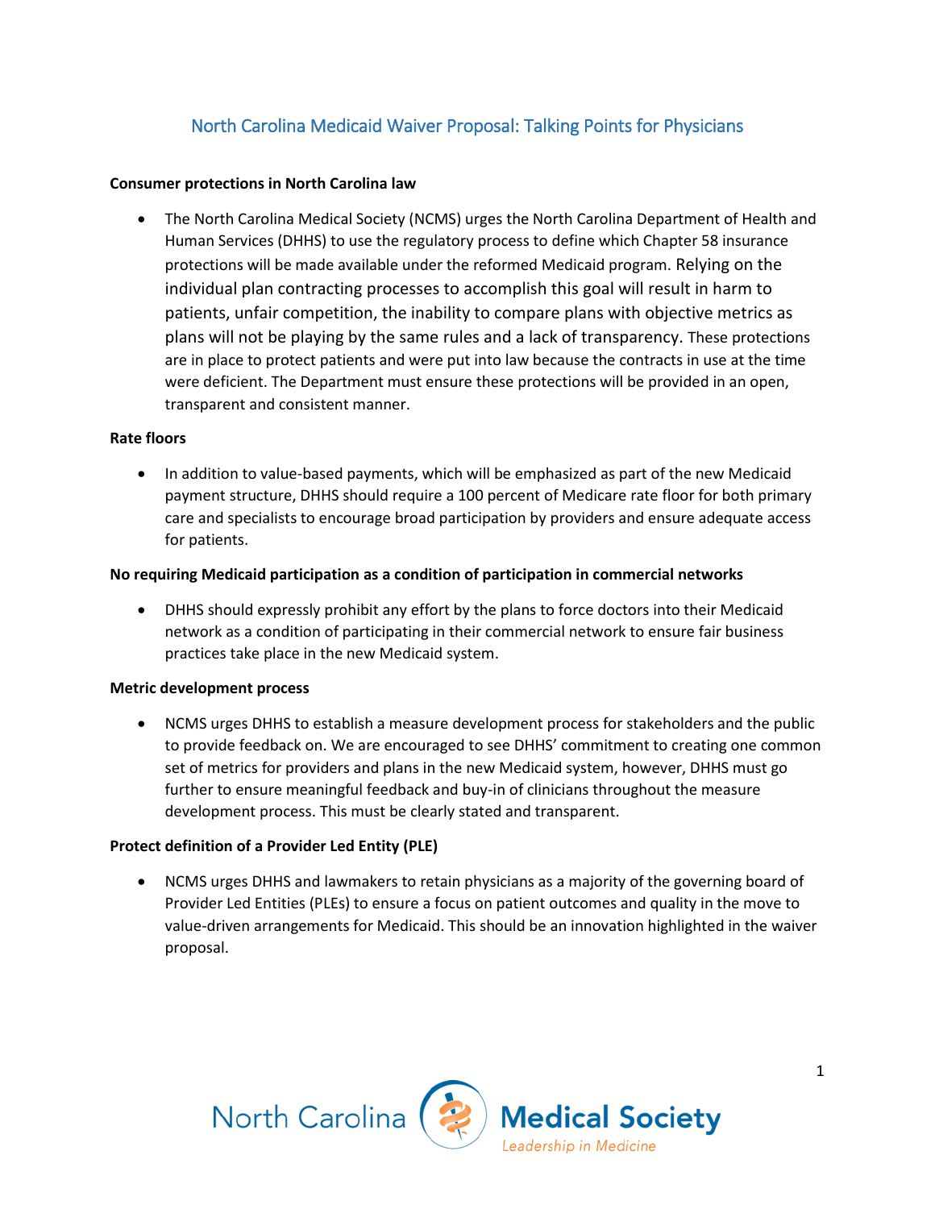# North Carolina Medicaid Waiver Proposal: Talking Points for Physicians

**Consumer protections in North Carolina law**

- The North Carolina Medical Society (NCMS) urges the North Carolina Department of Health and Human Services (DHHS) to use the regulatory process to define which Chapter 58 insurance protections will be made available under the reformed Medicaid program. Relying on the individual plan contracting processes to accomplish this goal will result in harm to patients, unfair competition, the inability to compare plans with objective metrics as plans will not be playing by the same rules and a lack of transparency. These protections are in place to protect patients and were put into law because the contracts in use at the time were deficient. The Department must ensure these protections will be provided in an open, transparent and consistent manner.

**Rate floors**

- In addition to value-based payments, which will be emphasized as part of the new Medicaid payment structure, DHHS should require a 100 percent of Medicare rate floor for both primary care and specialists to encourage broad participation by providers and ensure adequate access for patients.

**No requiring Medicaid participation as a condition of participation in commercial networks**

- DHHS should expressly prohibit any effort by the plans to force doctors into their Medicaid network as a condition of participating in their commercial network to ensure fair business practices take place in the new Medicaid system.

**Metric development process**

- NCMS urges DHHS to establish a measure development process for stakeholders and the public to provide feedback on. We are encouraged to see DHHS' commitment to creating one common set of metrics for providers and plans in the new Medicaid system, however, DHHS must go further to ensure meaningful feedback and buy-in of clinicians throughout the measure development process. This must be clearly stated and transparent.

**Protect definition of a Provider Led Entity (PLE)**

- NCMS urges DHHS and lawmakers to retain physicians as a majority of the governing board of Provider Led Entities (PLEs) to ensure a focus on patient outcomes and quality in the move to value-driven arrangements for Medicaid. This should be an innovation highlighted in the waiver proposal.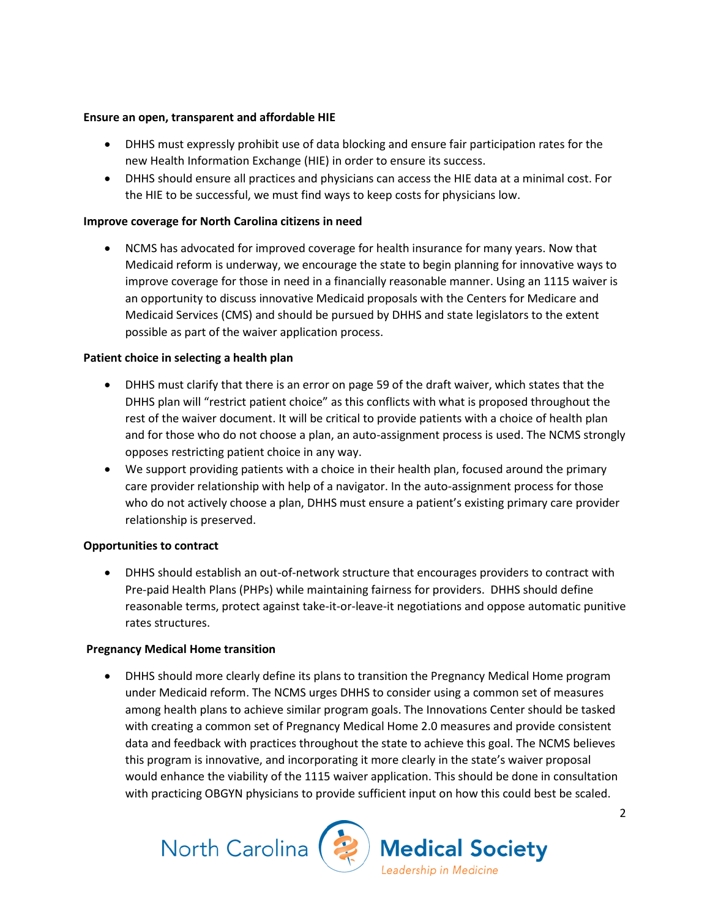**Ensure an open, transparent and affordable HIE**

- DHHS must expressly prohibit use of data blocking and ensure fair participation rates for the new Health Information Exchange (HIE) in order to ensure its success.
- DHHS should ensure all practices and physicians can access the HIE data at a minimal cost. For the HIE to be successful, we must find ways to keep costs for physicians low.

**Improve coverage for North Carolina citizens in need**

- NCMS has advocated for improved coverage for health insurance for many years. Now that Medicaid reform is underway, we encourage the state to begin planning for innovative ways to improve coverage for those in need in a financially reasonable manner. Using an 1115 waiver is an opportunity to discuss innovative Medicaid proposals with the Centers for Medicare and Medicaid Services (CMS) and should be pursued by DHHS and state legislators to the extent possible as part of the waiver application process.

**Patient choice in selecting a health plan**

- DHHS must clarify that there is an error on page 59 of the draft waiver, which states that the DHHS plan will "restrict patient choice" as this conflicts with what is proposed throughout the rest of the waiver document. It will be critical to provide patients with a choice of health plan and for those who do not choose a plan, an auto-assignment process is used. The NCMS strongly opposes restricting patient choice in any way.
- We support providing patients with a choice in their health plan, focused around the primary care provider relationship with help of a navigator. In the auto-assignment process for those who do not actively choose a plan, DHHS must ensure a patient's existing primary care provider relationship is preserved.

**Opportunities to contract**

- DHHS should establish an out-of-network structure that encourages providers to contract with Pre-paid Health Plans (PHPs) while maintaining fairness for providers. DHHS should define reasonable terms, protect against take-it-or-leave-it negotiations and oppose automatic punitive rates structures.

**Pregnancy Medical Home transition**

- DHHS should more clearly define its plans to transition the Pregnancy Medical Home program under Medicaid reform. The NCMS urges DHHS to consider using a common set of measures among health plans to achieve similar program goals. The Innovations Center should be tasked with creating a common set of Pregnancy Medical Home 2.0 measures and provide consistent data and feedback with practices throughout the state to achieve this goal. The NCMS believes this program is innovative, and incorporating it more clearly in the state's waiver proposal would enhance the viability of the 1115 waiver application. This should be done in consultation with practicing OBGYN physicians to provide sufficient input on how this could best be scaled.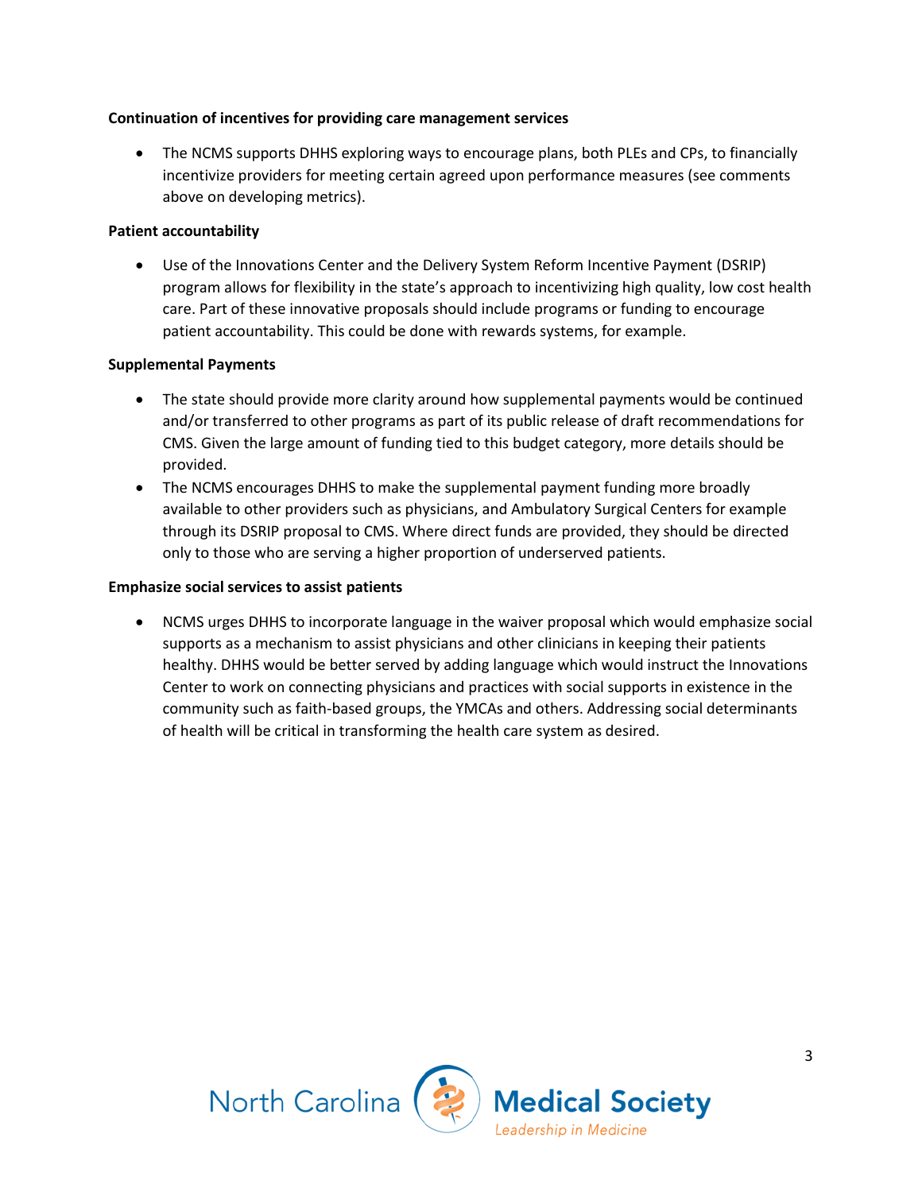**Continuation of incentives for providing care management services**

- The NCMS supports DHHS exploring ways to encourage plans, both PLEs and CPs, to financially incentivize providers for meeting certain agreed upon performance measures (see comments above on developing metrics).

**Patient accountability**

- Use of the Innovations Center and the Delivery System Reform Incentive Payment (DSRIP) program allows for flexibility in the state's approach to incentivizing high quality, low cost health care. Part of these innovative proposals should include programs or funding to encourage patient accountability. This could be done with rewards systems, for example.

**Supplemental Payments**

- The state should provide more clarity around how supplemental payments would be continued and/or transferred to other programs as part of its public release of draft recommendations for CMS. Given the large amount of funding tied to this budget category, more details should be provided.
- The NCMS encourages DHHS to make the supplemental payment funding more broadly available to other providers such as physicians, and Ambulatory Surgical Centers for example through its DSRIP proposal to CMS. Where direct funds are provided, they should be directed only to those who are serving a higher proportion of underserved patients.

**Emphasize social services to assist patients**

- NCMS urges DHHS to incorporate language in the waiver proposal which would emphasize social supports as a mechanism to assist physicians and other clinicians in keeping their patients healthy. DHHS would be better served by adding language which would instruct the Innovations Center to work on connecting physicians and practices with social supports in existence in the community such as faith-based groups, the YMCAs and others. Addressing social determinants of health will be critical in transforming the health care system as desired.